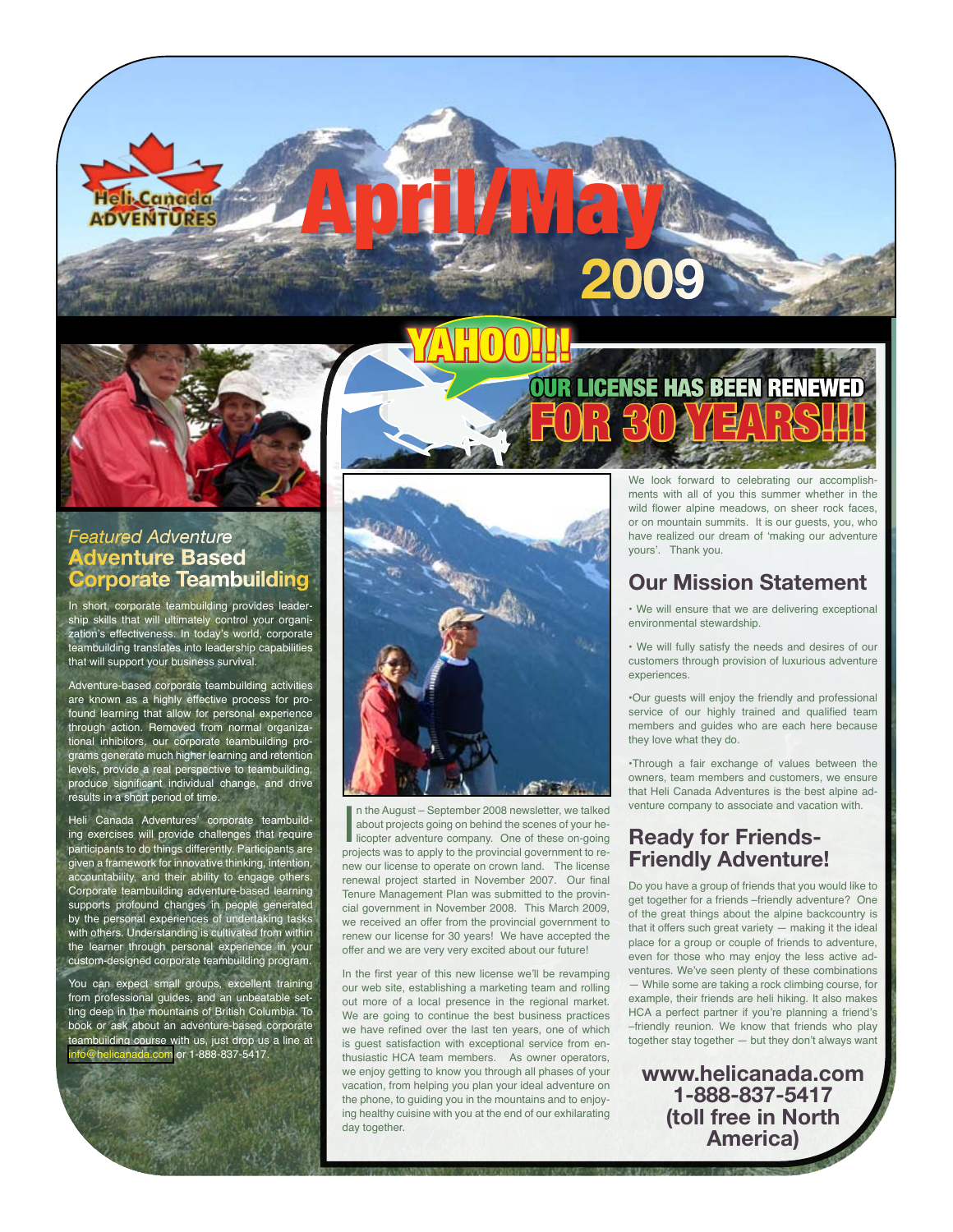Heli Canada Adventures

# April/May 2009

## YAHOO!!! OUR LICENSE HAS BEEN RENEWED FOR 30 YEARS!!!

*Featured Adventure*

## Adventure Based Corporate Teambuilding

In short, corporate teambuilding provides leadership skills that will ultimately control your organization's effectiveness. In today's world, corporate teambuilding translates into leadership capabilities that will support your business survival.

Adventure-based corporate teambuilding activities are known as a highly effective process for profound learning that allow for personal experience through action. Removed from normal organizational inhibitors, our corporate teambuilding programs generate much higher learning and retention levels, provide a real perspective to teambuilding, produce significant individual change, and drive results in a short period of time.

Heli Canada Adventures' corporate teambuilding exercises will provide challenges that require participants to do things differently. Participants are given a framework for innovative thinking, intention, accountability, and their ability to engage others. Corporate teambuilding adventure-based learning supports profound changes in people generated by the personal experiences of undertaking tasks with others. Understanding is cultivated from within the learner through personal experience in your custom-designed corporate teambuilding program.

You can expect small groups, excellent training from professional guides, and an unbeatable setting deep in the mountains of British Columbia. To book or ask about an adventure-based corporate teambuilding course with us, just drop us a line at info@helicanada.com or 1-888-837-5417.

In the August – September 2008 newsletter, we talked about projects going on behind the scenes of your helicopter adventure company. One of these on-going projects was to apply to the provincial government to renew our license to operate on crown land. The license renewal project started in November 2007. Our final Tenure Management Plan was submitted to the provincial government in November 2008. This March 2009, we received an offer from the provincial government to renew our license for 30 years! We have accepted the offer and we are very very excited about our future!

In the first year of this new license we'll be revamping our web site, establishing a marketing team and rolling out more of a local presence in the regional market. We are going to continue the best business practices we have refined over the last ten years, one of which is guest satisfaction with exceptional service from enthusiastic HCA team members. As owner operators, we enjoy getting to know you through all phases of your vacation, from helping you plan your ideal adventure on the phone, to guiding you in the mountains and to enjoying healthy cuisine with you at the end of our exhilarating day together.

We look forward to celebrating our accomplishments with all of you this summer whether in the wild flower alpine meadows, on sheer rock faces, or on mountain summits. It is our guests, you, who have realized our dream of 'making our adventure yours'. Thank you.

## Our Mission Statement

• We will ensure that we are delivering exceptional environmental stewardship.

• We will fully satisfy the needs and desires of our customers through provision of luxurious adventure experiences.

•Our guests will enjoy the friendly and professional service of our highly trained and qualified team members and guides who are each here because they love what they do.

•Through a fair exchange of values between the owners, team members and customers, we ensure that Heli Canada Adventures is the best alpine adventure company to associate and vacation with.

## Ready for Friends-Friendly Adventure!

Do you have a group of friends that you would like to get together for a friends –friendly adventure? One of the great things about the alpine backcountry is that it offers such great variety — making it the ideal place for a group or couple of friends to adventure, even for those who may enjoy the less active adventures. We've seen plenty of these combinations — While some are taking a rock climbing course, for example, their friends are heli hiking. It also makes HCA a perfect partner if you're planning a friend's –friendly reunion. We know that friends who play together stay together — but they don't always want

**www.helicanada.com**
**1-888-837-5417**
**(toll free in North America)**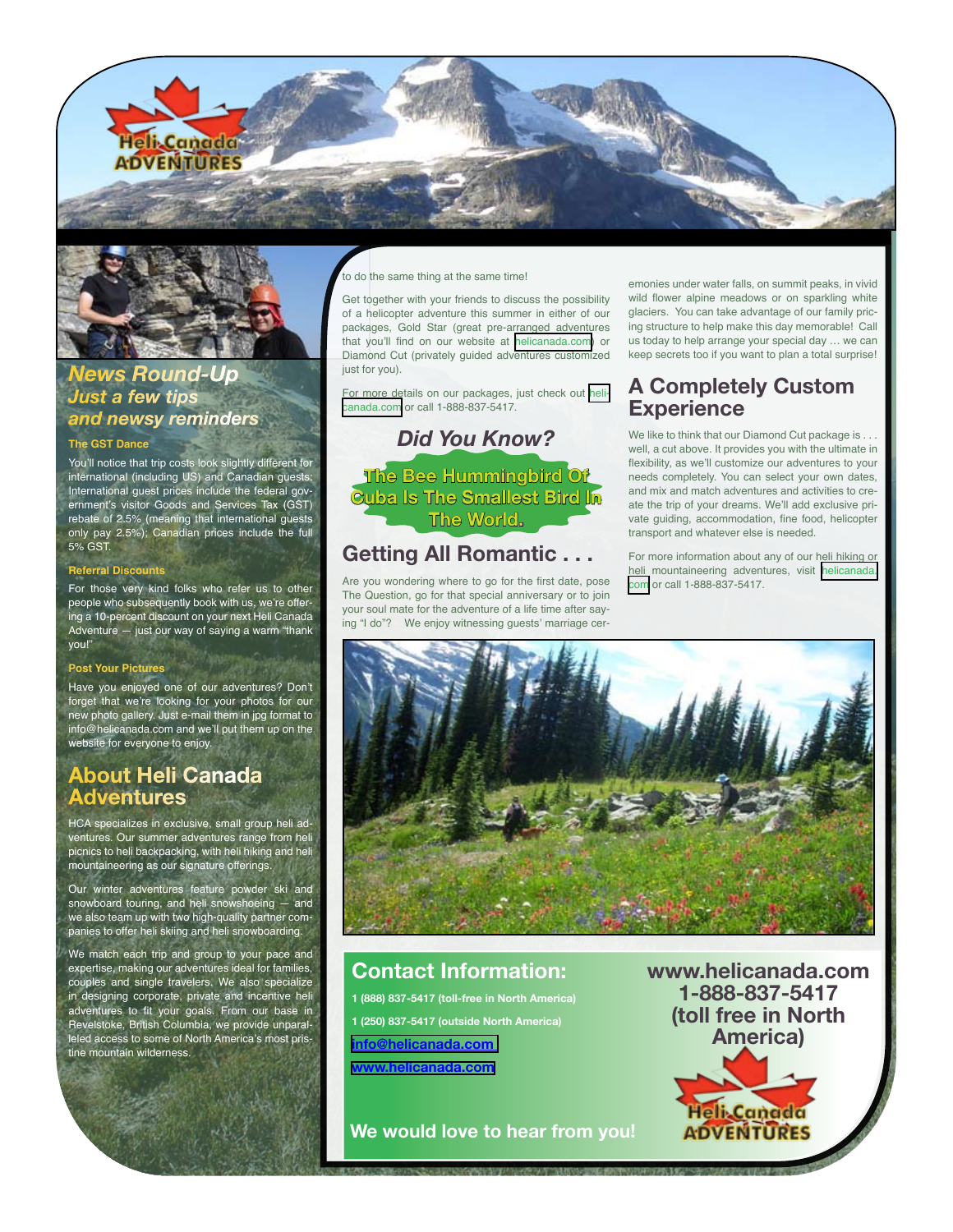## News Round-Up

### *Just a few tips and newsy reminders*

**The GST Dance**

You'll notice that trip costs look slightly different for international (including US) and Canadian guests. International guest prices include the federal government's visitor Goods and Services Tax (GST) rebate of 2.5% (meaning that international guests only pay 2.5%); Canadian prices include the full 5% GST.

**Referral Discounts**

For those very kind folks who refer us to other people who subsequently book with us, we're offering a 10-percent discount on your next Heli Canada Adventure — just our way of saying a warm "thank you!"

**Post Your Pictures**

Have you enjoyed one of our adventures? Don't forget that we're looking for your photos for our new photo gallery. Just e-mail them in jpg format to info@helicanada.com and we'll put them up on the website for everyone to enjoy.

## About Heli Canada Adventures

HCA specializes in exclusive, small group heli adventures. Our summer adventures range from heli picnics to heli backpacking, with heli hiking and heli mountaineering as our signature offerings.

Our winter adventures feature powder ski and snowboard touring, and heli snowshoeing — and we also team up with two high-quality partner companies to offer heli skiing and heli snowboarding.

We match each trip and group to your pace and expertise, making our adventures ideal for families, couples and single travelers. We also specialize in designing corporate, private and incentive heli adventures to fit your goals. From our base in Revelstoke, British Columbia, we provide unparalleled access to some of North America's most pristine mountain wilderness.

to do the same thing at the same time!

Get together with your friends to discuss the possibility of a helicopter adventure this summer in either of our packages, Gold Star (great pre-arranged adventures that you'll find on our website at helicanada.com) or Diamond Cut (privately guided adventures customized just for you).

For more details on our packages, just check out helicanada.com or call 1-888-837-5417.

## *Did You Know?*

**The Bee Hummingbird Of Cuba Is The Smallest Bird In The World.**

## Getting All Romantic . . .

Are you wondering where to go for the first date, pose The Question, go for that special anniversary or to join your soul mate for the adventure of a life time after saying "I do"? We enjoy witnessing guests' marriage ceremonies under water falls, on summit peaks, in vivid wild flower alpine meadows or on sparkling white glaciers. You can take advantage of our family pricing structure to help make this day memorable! Call us today to help arrange your special day … we can keep secrets too if you want to plan a total surprise!

## A Completely Custom Experience

We like to think that our Diamond Cut package is . . . well, a cut above. It provides you with the ultimate in flexibility, as we'll customize our adventures to your needs completely. You can select your own dates, and mix and match adventures and activities to create the trip of your dreams. We'll add exclusive private guiding, accommodation, fine food, helicopter transport and whatever else is needed.

For more information about any of our heli hiking or heli mountaineering adventures, visit helicanada.com or call 1-888-837-5417.

## Contact Information:

**1 (888) 837-5417 (toll-free in North America)**

**1 (250) 837-5417 (outside North America)**

**info@helicanada.com**

**www.helicanada.com**

**We would love to hear from you!**

**www.helicanada.com**
**1-888-837-5417**
**(toll free in North America)**